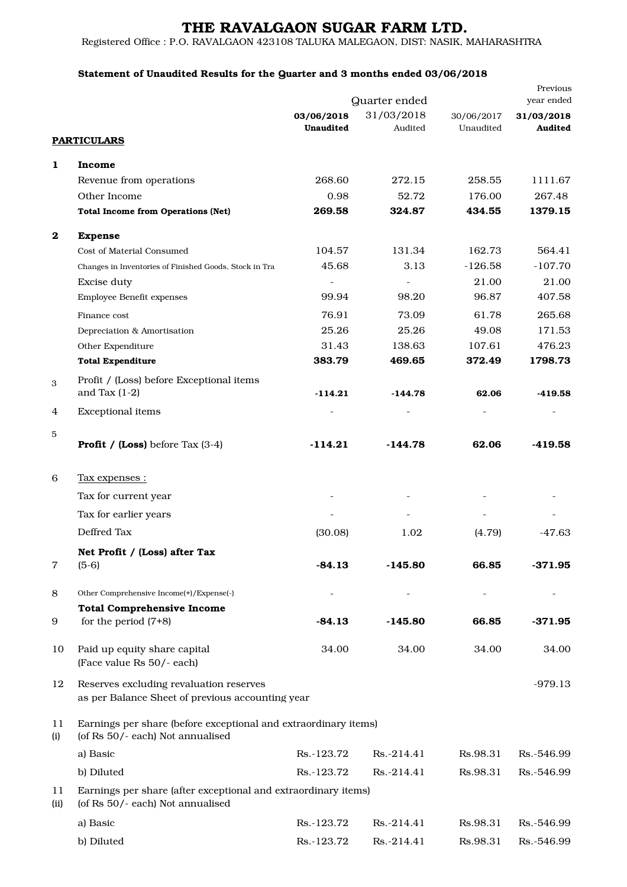# THE RAVALGAON SUGAR FARM LTD.

Registered Office : P.O. RAVALGAON 423108 TALUKA MALEGAON, DIST: NASIK, MAHARASHTRA

**Statement of Unaudited Results for the Quarter and 3 months ended 03/06/2018**

| | **PARTICULARS** | Quarter ended | | | Previous year ended |
|---|---|---|---|---|---|
| | | **03/06/2018 Unaudited** | 31/03/2018 Audited | 30/06/2017 Unaudited | **31/03/2018 Audited** |
| **1** | **Income** | | | | |
| | Revenue from operations | 268.60 | 272.15 | 258.55 | 1111.67 |
| | Other Income | 0.98 | 52.72 | 176.00 | 267.48 |
| | **Total Income from Operations (Net)** | **269.58** | **324.87** | **434.55** | **1379.15** |
| **2** | **Expense** | | | | |
| | Cost of Material Consumed | 104.57 | 131.34 | 162.73 | 564.41 |
| | Changes in Inventories of Finished Goods, Stock in Tra | 45.68 | 3.13 | -126.58 | -107.70 |
| | Excise duty | - | - | 21.00 | 21.00 |
| | Employee Benefit expenses | 99.94 | 98.20 | 96.87 | 407.58 |
| | Finance cost | 76.91 | 73.09 | 61.78 | 265.68 |
| | Depreciation & Amortisation | 25.26 | 25.26 | 49.08 | 171.53 |
| | Other Expenditure | 31.43 | 138.63 | 107.61 | 476.23 |
| | **Total Expenditure** | **383.79** | **469.65** | **372.49** | **1798.73** |
| 3 | Profit / (Loss) before Exceptional items and Tax (1-2) | **-114.21** | **-144.78** | **62.06** | **-419.58** |
| 4 | Exceptional items | - | - | - | - |
| 5 | **Profit / (Loss)** before Tax (3-4) | **-114.21** | **-144.78** | **62.06** | **-419.58** |
| 6 | Tax expenses : | | | | |
| | Tax for current year | - | - | - | - |
| | Tax for earlier years | - | - | - | - |
| | Deffred Tax | (30.08) | 1.02 | (4.79) | -47.63 |
| 7 | **Net Profit / (Loss) after Tax** (5-6) | **-84.13** | **-145.80** | **66.85** | **-371.95** |
| 8 | Other Comprehensive Income(+)/Expense(-) | - | - | - | - |
| 9 | **Total Comprehensive Income** for the period (7+8) | **-84.13** | **-145.80** | **66.85** | **-371.95** |
| 10 | Paid up equity share capital (Face value Rs 50/- each) | 34.00 | 34.00 | 34.00 | 34.00 |
| 12 | Reserves excluding revaluation reserves as per Balance Sheet of previous accounting year | | | | -979.13 |
| 11 (i) | Earnings per share (before exceptional and extraordinary items) (of Rs 50/- each) Not annualised | | | | |
| | a) Basic | Rs.-123.72 | Rs.-214.41 | Rs.98.31 | Rs.-546.99 |
| | b) Diluted | Rs.-123.72 | Rs.-214.41 | Rs.98.31 | Rs.-546.99 |
| 11 (ii) | Earnings per share (after exceptional and extraordinary items) (of Rs 50/- each) Not annualised | | | | |
| | a) Basic | Rs.-123.72 | Rs.-214.41 | Rs.98.31 | Rs.-546.99 |
| | b) Diluted | Rs.-123.72 | Rs.-214.41 | Rs.98.31 | Rs.-546.99 |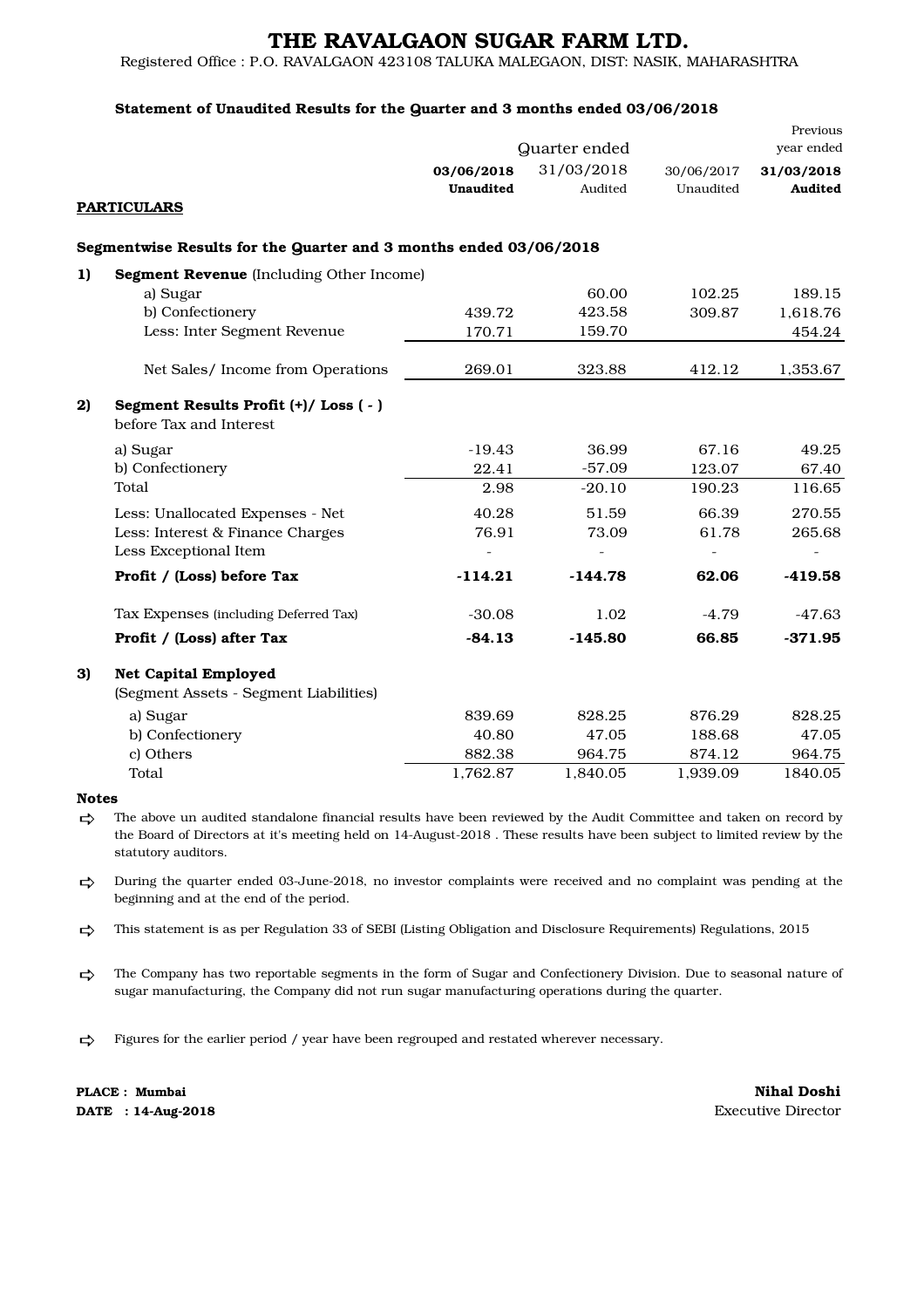# THE RAVALGAON SUGAR FARM LTD.

Registered Office : P.O. RAVALGAON 423108 TALUKA MALEGAON, DIST: NASIK, MAHARASHTRA

**Statement of Unaudited Results for the Quarter and 3 months ended 03/06/2018**

| | | Quarter ended | | | Previous year ended |
|---|---|---|---|---|---|
| | | **03/06/2018 Unaudited** | 31/03/2018 Audited | 30/06/2017 Unaudited | **31/03/2018 Audited** |
| **PARTICULARS** | | | | | |
| **Segmentwise Results for the Quarter and 3 months ended 03/06/2018** | | | | | |
| **1)** | **Segment Revenue** (Including Other Income) | | | | |
| | a) Sugar | | 60.00 | 102.25 | 189.15 |
| | b) Confectionery | 439.72 | 423.58 | 309.87 | 1,618.76 |
| | Less: Inter Segment Revenue | 170.71 | 159.70 | | 454.24 |
| | Net Sales/ Income from Operations | 269.01 | 323.88 | 412.12 | 1,353.67 |
| **2)** | **Segment Results Profit (+)/ Loss ( - )** before Tax and Interest | | | | |
| | a) Sugar | -19.43 | 36.99 | 67.16 | 49.25 |
| | b) Confectionery | 22.41 | -57.09 | 123.07 | 67.40 |
| | Total | 2.98 | -20.10 | 190.23 | 116.65 |
| | Less: Unallocated Expenses - Net | 40.28 | 51.59 | 66.39 | 270.55 |
| | Less: Interest & Finance Charges | 76.91 | 73.09 | 61.78 | 265.68 |
| | Less Exceptional Item | - | - | - | - |
| | **Profit / (Loss) before Tax** | **-114.21** | **-144.78** | **62.06** | **-419.58** |
| | Tax Expenses (including Deferred Tax) | -30.08 | 1.02 | -4.79 | -47.63 |
| | **Profit / (Loss) after Tax** | **-84.13** | **-145.80** | **66.85** | **-371.95** |
| **3)** | **Net Capital Employed** (Segment Assets - Segment Liabilities) | | | | |
| | a) Sugar | 839.69 | 828.25 | 876.29 | 828.25 |
| | b) Confectionery | 40.80 | 47.05 | 188.68 | 47.05 |
| | c) Others | 882.38 | 964.75 | 874.12 | 964.75 |
| | Total | 1,762.87 | 1,840.05 | 1,939.09 | 1840.05 |

**Notes**

- The above un audited standalone financial results have been reviewed by the Audit Committee and taken on record by the Board of Directors at it's meeting held on 14-August-2018 . These results have been subject to limited review by the statutory auditors.
- During the quarter ended 03-June-2018, no investor complaints were received and no complaint was pending at the beginning and at the end of the period.
- This statement is as per Regulation 33 of SEBI (Listing Obligation and Disclosure Requirements) Regulations, 2015
- The Company has two reportable segments in the form of Sugar and Confectionery Division. Due to seasonal nature of sugar manufacturing, the Company did not run sugar manufacturing operations during the quarter.
- Figures for the earlier period / year have been regrouped and restated wherever necessary.

**PLACE : Mumbai**
**DATE : 14-Aug-2018**

**Nihal Doshi**
Executive Director